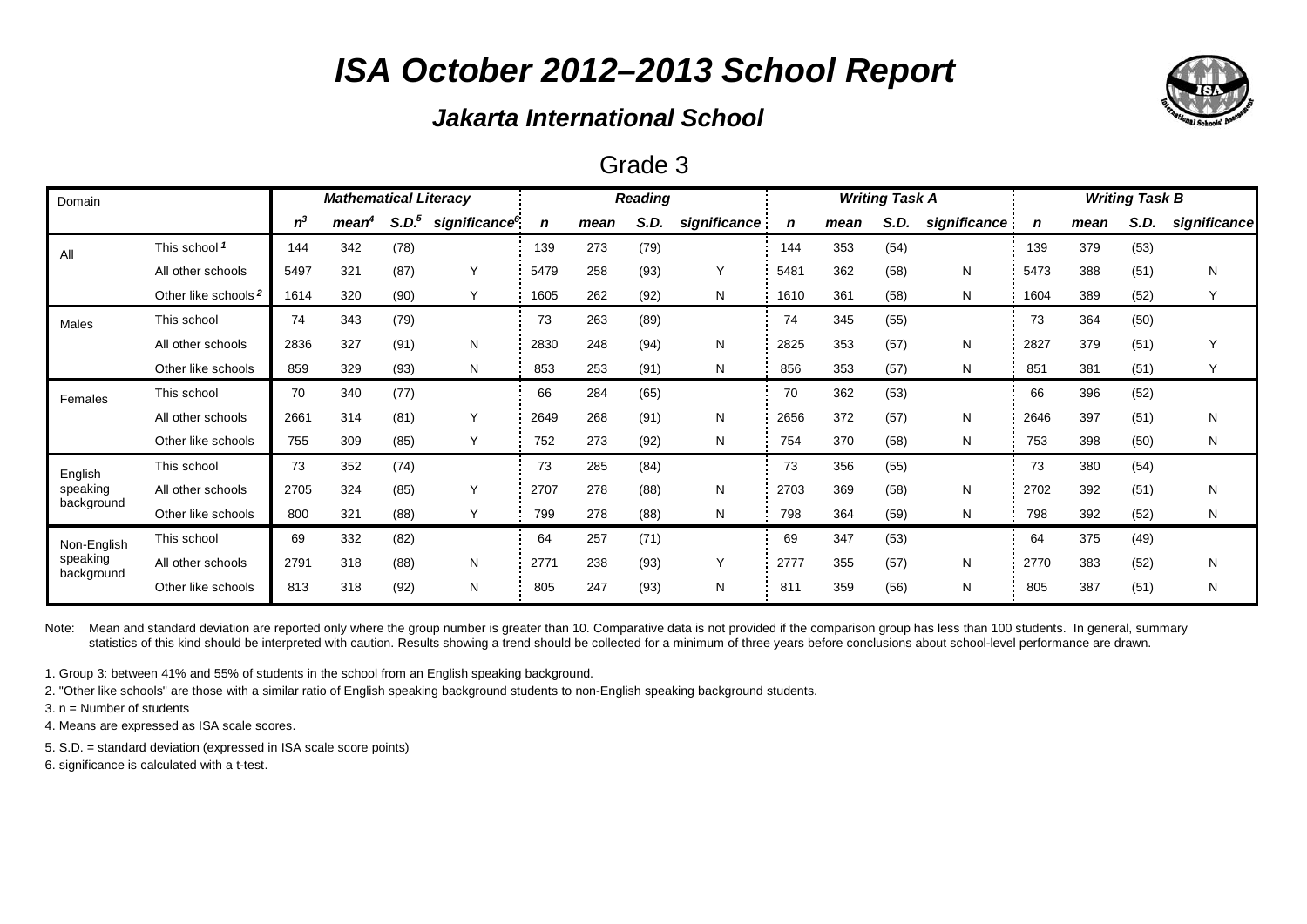# ISA October 2012–2013 School Report

## Jakarta International School

### Grade 3

| Domain | | Mathematical Literacy | | | | Reading | | | | Writing Task A | | | | Writing Task B | | | |
|---|---|---|---|---|---|---|---|---|---|---|---|---|---|---|---|---|---|
| | | n[3] | mean[4] | S.D.[5] | significance[6] | n | mean | S.D. | significance | n | mean | S.D. | significance | n | mean | S.D. | significance |
| All | This school [1] | 144 | 342 | (78) | | 139 | 273 | (79) | | 144 | 353 | (54) | | 139 | 379 | (53) | |
| | All other schools | 5497 | 321 | (87) | Y | 5479 | 258 | (93) | Y | 5481 | 362 | (58) | N | 5473 | 388 | (51) | N |
| | Other like schools [2] | 1614 | 320 | (90) | Y | 1605 | 262 | (92) | N | 1610 | 361 | (58) | N | 1604 | 389 | (52) | Y |
| Males | This school | 74 | 343 | (79) | | 73 | 263 | (89) | | 74 | 345 | (55) | | 73 | 364 | (50) | |
| | All other schools | 2836 | 327 | (91) | N | 2830 | 248 | (94) | N | 2825 | 353 | (57) | N | 2827 | 379 | (51) | Y |
| | Other like schools | 859 | 329 | (93) | N | 853 | 253 | (91) | N | 856 | 353 | (57) | N | 851 | 381 | (51) | Y |
| Females | This school | 70 | 340 | (77) | | 66 | 284 | (65) | | 70 | 362 | (53) | | 66 | 396 | (52) | |
| | All other schools | 2661 | 314 | (81) | Y | 2649 | 268 | (91) | N | 2656 | 372 | (57) | N | 2646 | 397 | (51) | N |
| | Other like schools | 755 | 309 | (85) | Y | 752 | 273 | (92) | N | 754 | 370 | (58) | N | 753 | 398 | (50) | N |
| English speaking background | This school | 73 | 352 | (74) | | 73 | 285 | (84) | | 73 | 356 | (55) | | 73 | 380 | (54) | |
| | All other schools | 2705 | 324 | (85) | Y | 2707 | 278 | (88) | N | 2703 | 369 | (58) | N | 2702 | 392 | (51) | N |
| | Other like schools | 800 | 321 | (88) | Y | 799 | 278 | (88) | N | 798 | 364 | (59) | N | 798 | 392 | (52) | N |
| Non-English speaking background | This school | 69 | 332 | (82) | | 64 | 257 | (71) | | 69 | 347 | (53) | | 64 | 375 | (49) | |
| | All other schools | 2791 | 318 | (88) | N | 2771 | 238 | (93) | Y | 2777 | 355 | (57) | N | 2770 | 383 | (52) | N |
| | Other like schools | 813 | 318 | (92) | N | 805 | 247 | (93) | N | 811 | 359 | (56) | N | 805 | 387 | (51) | N |

Note: Mean and standard deviation are reported only where the group number is greater than 10. Comparative data is not provided if the comparison group has less than 100 students. In general, summary statistics of this kind should be interpreted with caution. Results showing a trend should be collected for a minimum of three years before conclusions about school-level performance are drawn.

1. Group 3: between 41% and 55% of students in the school from an English speaking background.
2. "Other like schools" are those with a similar ratio of English speaking background students to non-English speaking background students.
3. n = Number of students
4. Means are expressed as ISA scale scores.
5. S.D. = standard deviation (expressed in ISA scale score points)
6. significance is calculated with a t-test.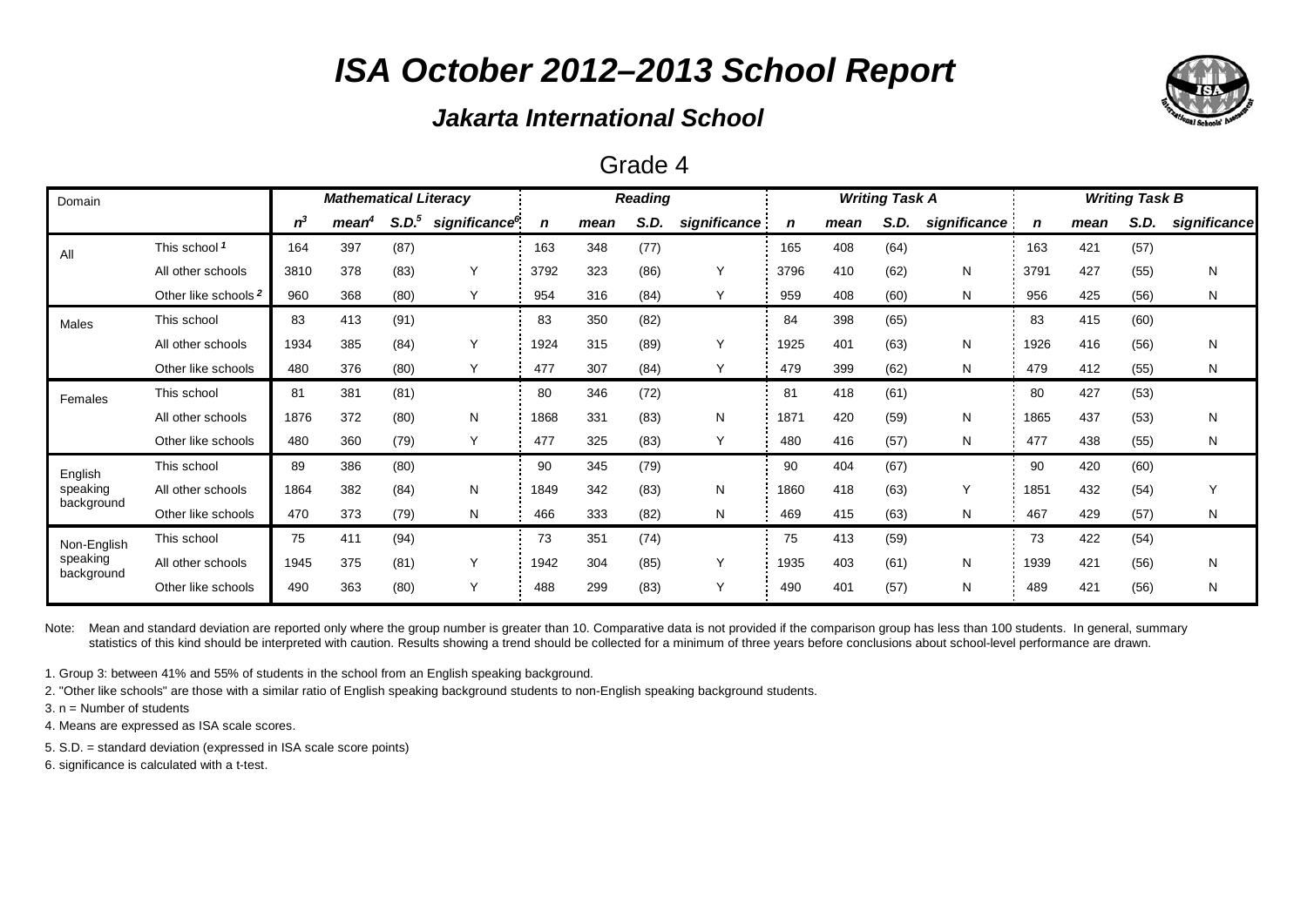# *ISA October 2012–2013 School Report*

### *Jakarta International School*

## Grade 4

| Domain | | *Mathematical Literacy* | | | | *Reading* | | | | *Writing Task A* | | | | *Writing Task B* | | | |
|---|---|---|---|---|---|---|---|---|---|---|---|---|---|---|---|---|---|
| | | *n*[3] | *mean*[4] | *S.D.*[5] | *significance*[6] | *n* | *mean* | *S.D.* | *significance* | *n* | *mean* | *S.D.* | *significance* | *n* | *mean* | *S.D.* | *significance* |
| All | This school [1] | 164 | 397 | (87) | | 163 | 348 | (77) | | 165 | 408 | (64) | | 163 | 421 | (57) | |
| | All other schools | 3810 | 378 | (83) | Y | 3792 | 323 | (86) | Y | 3796 | 410 | (62) | N | 3791 | 427 | (55) | N |
| | Other like schools [2] | 960 | 368 | (80) | Y | 954 | 316 | (84) | Y | 959 | 408 | (60) | N | 956 | 425 | (56) | N |
| Males | This school | 83 | 413 | (91) | | 83 | 350 | (82) | | 84 | 398 | (65) | | 83 | 415 | (60) | |
| | All other schools | 1934 | 385 | (84) | Y | 1924 | 315 | (89) | Y | 1925 | 401 | (63) | N | 1926 | 416 | (56) | N |
| | Other like schools | 480 | 376 | (80) | Y | 477 | 307 | (84) | Y | 479 | 399 | (62) | N | 479 | 412 | (55) | N |
| Females | This school | 81 | 381 | (81) | | 80 | 346 | (72) | | 81 | 418 | (61) | | 80 | 427 | (53) | |
| | All other schools | 1876 | 372 | (80) | N | 1868 | 331 | (83) | N | 1871 | 420 | (59) | N | 1865 | 437 | (53) | N |
| | Other like schools | 480 | 360 | (79) | Y | 477 | 325 | (83) | Y | 480 | 416 | (57) | N | 477 | 438 | (55) | N |
| English speaking background | This school | 89 | 386 | (80) | | 90 | 345 | (79) | | 90 | 404 | (67) | | 90 | 420 | (60) | |
| | All other schools | 1864 | 382 | (84) | N | 1849 | 342 | (83) | N | 1860 | 418 | (63) | Y | 1851 | 432 | (54) | Y |
| | Other like schools | 470 | 373 | (79) | N | 466 | 333 | (82) | N | 469 | 415 | (63) | N | 467 | 429 | (57) | N |
| Non-English speaking background | This school | 75 | 411 | (94) | | 73 | 351 | (74) | | 75 | 413 | (59) | | 73 | 422 | (54) | |
| | All other schools | 1945 | 375 | (81) | Y | 1942 | 304 | (85) | Y | 1935 | 403 | (61) | N | 1939 | 421 | (56) | N |
| | Other like schools | 490 | 363 | (80) | Y | 488 | 299 | (83) | Y | 490 | 401 | (57) | N | 489 | 421 | (56) | N |

Note: Mean and standard deviation are reported only where the group number is greater than 10. Comparative data is not provided if the comparison group has less than 100 students. In general, summary statistics of this kind should be interpreted with caution. Results showing a trend should be collected for a minimum of three years before conclusions about school-level performance are drawn.

1. Group 3: between 41% and 55% of students in the school from an English speaking background.
2. "Other like schools" are those with a similar ratio of English speaking background students to non-English speaking background students.
3. n = Number of students
4. Means are expressed as ISA scale scores.
5. S.D. = standard deviation (expressed in ISA scale score points)
6. significance is calculated with a t-test.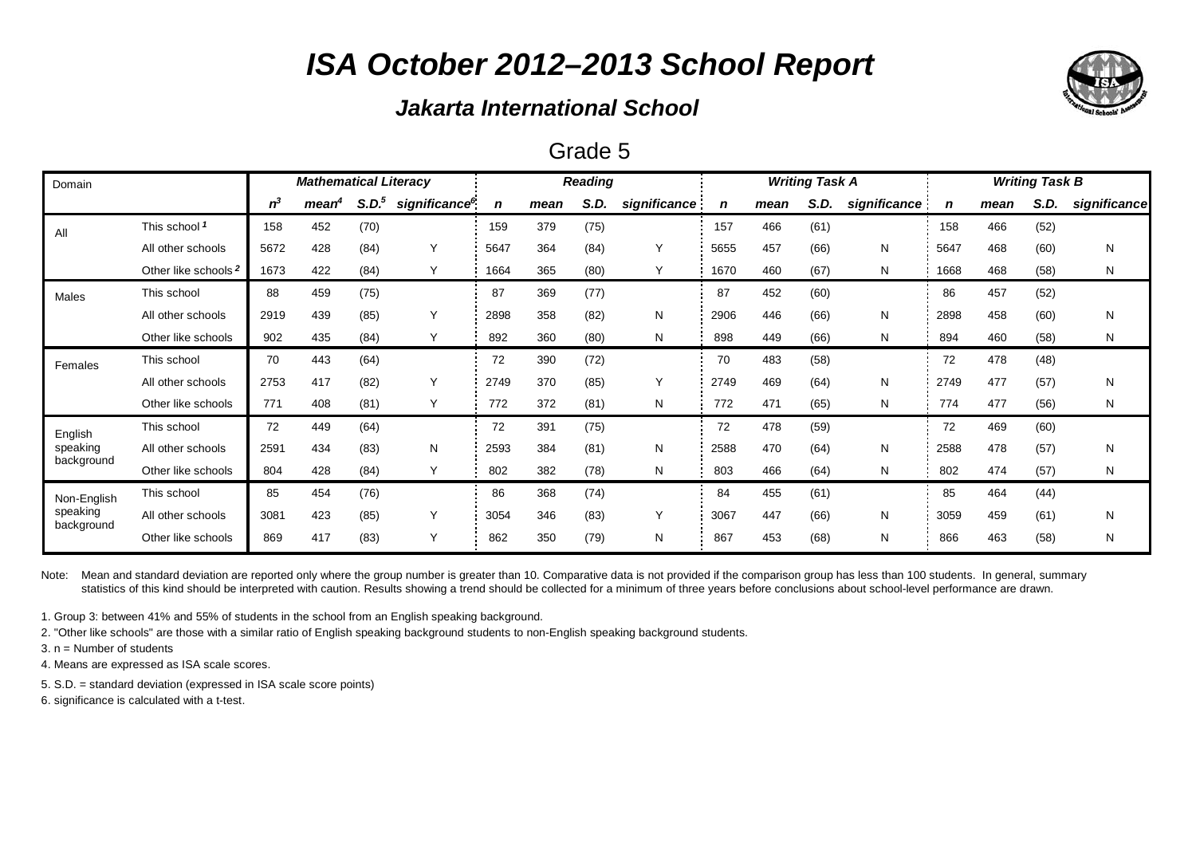# *ISA October 2012–2013 School Report*

## *Jakarta International School*

### Grade 5

| Domain | | *Mathematical Literacy* | | | | *Reading* | | | | *Writing Task A* | | | | *Writing Task B* | | | |
|---|---|---|---|---|---|---|---|---|---|---|---|---|---|---|---|---|---|
| | | *n*[3] | *mean*[4] | *S.D.*[5] | *significance*[6] | *n* | *mean* | *S.D.* | *significance* | *n* | *mean* | *S.D.* | *significance* | *n* | *mean* | *S.D.* | *significance* |
| All | This school [1] | 158 | 452 | (70) | | 159 | 379 | (75) | | 157 | 466 | (61) | | 158 | 466 | (52) | |
| | All other schools | 5672 | 428 | (84) | Y | 5647 | 364 | (84) | Y | 5655 | 457 | (66) | N | 5647 | 468 | (60) | N |
| | Other like schools [2] | 1673 | 422 | (84) | Y | 1664 | 365 | (80) | Y | 1670 | 460 | (67) | N | 1668 | 468 | (58) | N |
| Males | This school | 88 | 459 | (75) | | 87 | 369 | (77) | | 87 | 452 | (60) | | 86 | 457 | (52) | |
| | All other schools | 2919 | 439 | (85) | Y | 2898 | 358 | (82) | N | 2906 | 446 | (66) | N | 2898 | 458 | (60) | N |
| | Other like schools | 902 | 435 | (84) | Y | 892 | 360 | (80) | N | 898 | 449 | (66) | N | 894 | 460 | (58) | N |
| Females | This school | 70 | 443 | (64) | | 72 | 390 | (72) | | 70 | 483 | (58) | | 72 | 478 | (48) | |
| | All other schools | 2753 | 417 | (82) | Y | 2749 | 370 | (85) | Y | 2749 | 469 | (64) | N | 2749 | 477 | (57) | N |
| | Other like schools | 771 | 408 | (81) | Y | 772 | 372 | (81) | N | 772 | 471 | (65) | N | 774 | 477 | (56) | N |
| English speaking background | This school | 72 | 449 | (64) | | 72 | 391 | (75) | | 72 | 478 | (59) | | 72 | 469 | (60) | |
| | All other schools | 2591 | 434 | (83) | N | 2593 | 384 | (81) | N | 2588 | 470 | (64) | N | 2588 | 478 | (57) | N |
| | Other like schools | 804 | 428 | (84) | Y | 802 | 382 | (78) | N | 803 | 466 | (64) | N | 802 | 474 | (57) | N |
| Non-English speaking background | This school | 85 | 454 | (76) | | 86 | 368 | (74) | | 84 | 455 | (61) | | 85 | 464 | (44) | |
| | All other schools | 3081 | 423 | (85) | Y | 3054 | 346 | (83) | Y | 3067 | 447 | (66) | N | 3059 | 459 | (61) | N |
| | Other like schools | 869 | 417 | (83) | Y | 862 | 350 | (79) | N | 867 | 453 | (68) | N | 866 | 463 | (58) | N |

Note: Mean and standard deviation are reported only where the group number is greater than 10. Comparative data is not provided if the comparison group has less than 100 students. In general, summary statistics of this kind should be interpreted with caution. Results showing a trend should be collected for a minimum of three years before conclusions about school-level performance are drawn.

1. Group 3: between 41% and 55% of students in the school from an English speaking background.
2. "Other like schools" are those with a similar ratio of English speaking background students to non-English speaking background students.
3. n = Number of students
4. Means are expressed as ISA scale scores.
5. S.D. = standard deviation (expressed in ISA scale score points)
6. significance is calculated with a t-test.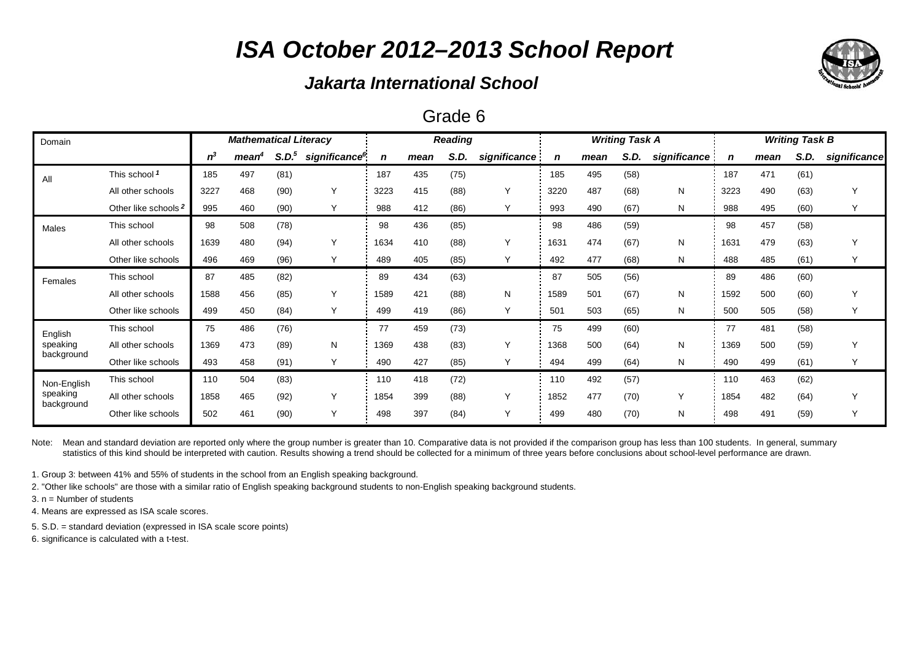# *ISA October 2012–2013 School Report*

### *Jakarta International School*

Grade 6

| Domain | | *Mathematical Literacy* | | | | *Reading* | | | | *Writing Task A* | | | | *Writing Task B* | | | |
|---|---|---|---|---|---|---|---|---|---|---|---|---|---|---|---|---|---|
| | | *n*[3] | *mean*[4] | *S.D.*[5] | *significance*[6] | *n* | *mean* | *S.D.* | *significance* | *n* | *mean* | *S.D.* | *significance* | *n* | *mean* | *S.D.* | *significance* |
| All | This school [1] | 185 | 497 | (81) | | 187 | 435 | (75) | | 185 | 495 | (58) | | 187 | 471 | (61) | |
| | All other schools | 3227 | 468 | (90) | Y | 3223 | 415 | (88) | Y | 3220 | 487 | (68) | N | 3223 | 490 | (63) | Y |
| | Other like schools [2] | 995 | 460 | (90) | Y | 988 | 412 | (86) | Y | 993 | 490 | (67) | N | 988 | 495 | (60) | Y |
| Males | This school | 98 | 508 | (78) | | 98 | 436 | (85) | | 98 | 486 | (59) | | 98 | 457 | (58) | |
| | All other schools | 1639 | 480 | (94) | Y | 1634 | 410 | (88) | Y | 1631 | 474 | (67) | N | 1631 | 479 | (63) | Y |
| | Other like schools | 496 | 469 | (96) | Y | 489 | 405 | (85) | Y | 492 | 477 | (68) | N | 488 | 485 | (61) | Y |
| Females | This school | 87 | 485 | (82) | | 89 | 434 | (63) | | 87 | 505 | (56) | | 89 | 486 | (60) | |
| | All other schools | 1588 | 456 | (85) | Y | 1589 | 421 | (88) | N | 1589 | 501 | (67) | N | 1592 | 500 | (60) | Y |
| | Other like schools | 499 | 450 | (84) | Y | 499 | 419 | (86) | Y | 501 | 503 | (65) | N | 500 | 505 | (58) | Y |
| English speaking background | This school | 75 | 486 | (76) | | 77 | 459 | (73) | | 75 | 499 | (60) | | 77 | 481 | (58) | |
| | All other schools | 1369 | 473 | (89) | N | 1369 | 438 | (83) | Y | 1368 | 500 | (64) | N | 1369 | 500 | (59) | Y |
| | Other like schools | 493 | 458 | (91) | Y | 490 | 427 | (85) | Y | 494 | 499 | (64) | N | 490 | 499 | (61) | Y |
| Non-English speaking background | This school | 110 | 504 | (83) | | 110 | 418 | (72) | | 110 | 492 | (57) | | 110 | 463 | (62) | |
| | All other schools | 1858 | 465 | (92) | Y | 1854 | 399 | (88) | Y | 1852 | 477 | (70) | Y | 1854 | 482 | (64) | Y |
| | Other like schools | 502 | 461 | (90) | Y | 498 | 397 | (84) | Y | 499 | 480 | (70) | N | 498 | 491 | (59) | Y |

Note: Mean and standard deviation are reported only where the group number is greater than 10. Comparative data is not provided if the comparison group has less than 100 students. In general, summary statistics of this kind should be interpreted with caution. Results showing a trend should be collected for a minimum of three years before conclusions about school-level performance are drawn.

1. Group 3: between 41% and 55% of students in the school from an English speaking background.

2. "Other like schools" are those with a similar ratio of English speaking background students to non-English speaking background students.

3. n = Number of students

4. Means are expressed as ISA scale scores.

5. S.D. = standard deviation (expressed in ISA scale score points)

6. significance is calculated with a t-test.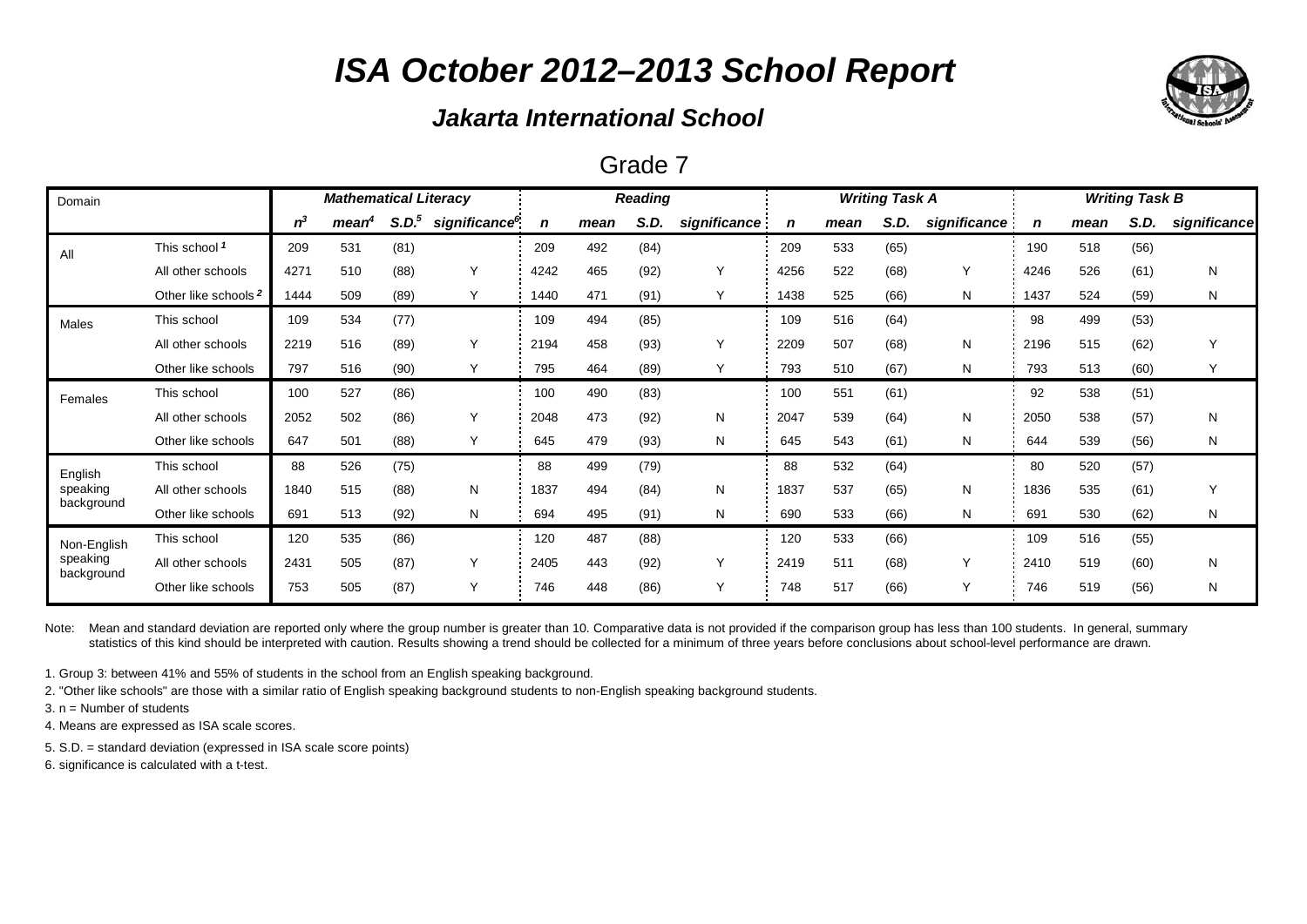# ISA October 2012–2013 School Report

### Jakarta International School

## Grade 7

| Domain | | Mathematical Literacy | | | | Reading | | | | Writing Task A | | | | Writing Task B | | | |
|---|---|---|---|---|---|---|---|---|---|---|---|---|---|---|---|---|---|
| | | n[3] | mean[4] | S.D.[5] | significance[6] | n | mean | S.D. | significance | n | mean | S.D. | significance | n | mean | S.D. | significance |
| All | This school [1] | 209 | 531 | (81) | | 209 | 492 | (84) | | 209 | 533 | (65) | | 190 | 518 | (56) | |
| | All other schools | 4271 | 510 | (88) | Y | 4242 | 465 | (92) | Y | 4256 | 522 | (68) | Y | 4246 | 526 | (61) | N |
| | Other like schools [2] | 1444 | 509 | (89) | Y | 1440 | 471 | (91) | Y | 1438 | 525 | (66) | N | 1437 | 524 | (59) | N |
| Males | This school | 109 | 534 | (77) | | 109 | 494 | (85) | | 109 | 516 | (64) | | 98 | 499 | (53) | |
| | All other schools | 2219 | 516 | (89) | Y | 2194 | 458 | (93) | Y | 2209 | 507 | (68) | N | 2196 | 515 | (62) | Y |
| | Other like schools | 797 | 516 | (90) | Y | 795 | 464 | (89) | Y | 793 | 510 | (67) | N | 793 | 513 | (60) | Y |
| Females | This school | 100 | 527 | (86) | | 100 | 490 | (83) | | 100 | 551 | (61) | | 92 | 538 | (51) | |
| | All other schools | 2052 | 502 | (86) | Y | 2048 | 473 | (92) | N | 2047 | 539 | (64) | N | 2050 | 538 | (57) | N |
| | Other like schools | 647 | 501 | (88) | Y | 645 | 479 | (93) | N | 645 | 543 | (61) | N | 644 | 539 | (56) | N |
| English speaking background | This school | 88 | 526 | (75) | | 88 | 499 | (79) | | 88 | 532 | (64) | | 80 | 520 | (57) | |
| | All other schools | 1840 | 515 | (88) | N | 1837 | 494 | (84) | N | 1837 | 537 | (65) | N | 1836 | 535 | (61) | Y |
| | Other like schools | 691 | 513 | (92) | N | 694 | 495 | (91) | N | 690 | 533 | (66) | N | 691 | 530 | (62) | N |
| Non-English speaking background | This school | 120 | 535 | (86) | | 120 | 487 | (88) | | 120 | 533 | (66) | | 109 | 516 | (55) | |
| | All other schools | 2431 | 505 | (87) | Y | 2405 | 443 | (92) | Y | 2419 | 511 | (68) | Y | 2410 | 519 | (60) | N |
| | Other like schools | 753 | 505 | (87) | Y | 746 | 448 | (86) | Y | 748 | 517 | (66) | Y | 746 | 519 | (56) | N |

Note: Mean and standard deviation are reported only where the group number is greater than 10. Comparative data is not provided if the comparison group has less than 100 students. In general, summary statistics of this kind should be interpreted with caution. Results showing a trend should be collected for a minimum of three years before conclusions about school-level performance are drawn.

1. Group 3: between 41% and 55% of students in the school from an English speaking background.
2. "Other like schools" are those with a similar ratio of English speaking background students to non-English speaking background students.
3. n = Number of students
4. Means are expressed as ISA scale scores.
5. S.D. = standard deviation (expressed in ISA scale score points)
6. significance is calculated with a t-test.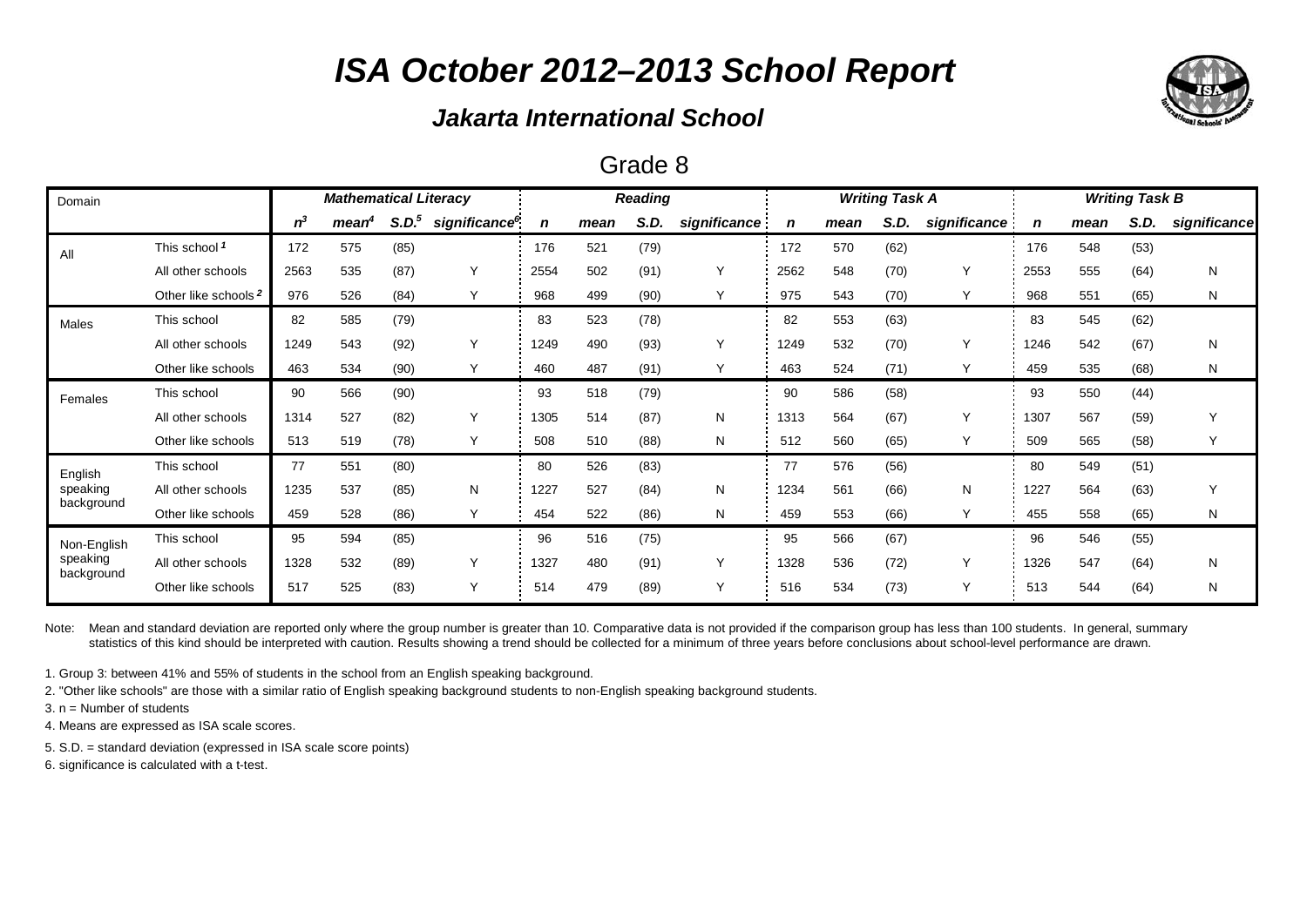# *ISA October 2012–2013 School Report*

### *Jakarta International School*

## Grade 8

| Domain | | *Mathematical Literacy* | | | | *Reading* | | | | *Writing Task A* | | | | *Writing Task B* | | | |
|---|---|---|---|---|---|---|---|---|---|---|---|---|---|---|---|---|---|
| | | *n*[3] | *mean*[4] | *S.D.*[5] | *significance*[6] | *n* | *mean* | *S.D.* | *significance* | *n* | *mean* | *S.D.* | *significance* | *n* | *mean* | *S.D.* | *significance* |
| All | This school [1] | 172 | 575 | (85) | | 176 | 521 | (79) | | 172 | 570 | (62) | | 176 | 548 | (53) | |
| | All other schools | 2563 | 535 | (87) | Y | 2554 | 502 | (91) | Y | 2562 | 548 | (70) | Y | 2553 | 555 | (64) | N |
| | Other like schools [2] | 976 | 526 | (84) | Y | 968 | 499 | (90) | Y | 975 | 543 | (70) | Y | 968 | 551 | (65) | N |
| Males | This school | 82 | 585 | (79) | | 83 | 523 | (78) | | 82 | 553 | (63) | | 83 | 545 | (62) | |
| | All other schools | 1249 | 543 | (92) | Y | 1249 | 490 | (93) | Y | 1249 | 532 | (70) | Y | 1246 | 542 | (67) | N |
| | Other like schools | 463 | 534 | (90) | Y | 460 | 487 | (91) | Y | 463 | 524 | (71) | Y | 459 | 535 | (68) | N |
| Females | This school | 90 | 566 | (90) | | 93 | 518 | (79) | | 90 | 586 | (58) | | 93 | 550 | (44) | |
| | All other schools | 1314 | 527 | (82) | Y | 1305 | 514 | (87) | N | 1313 | 564 | (67) | Y | 1307 | 567 | (59) | Y |
| | Other like schools | 513 | 519 | (78) | Y | 508 | 510 | (88) | N | 512 | 560 | (65) | Y | 509 | 565 | (58) | Y |
| English speaking background | This school | 77 | 551 | (80) | | 80 | 526 | (83) | | 77 | 576 | (56) | | 80 | 549 | (51) | |
| | All other schools | 1235 | 537 | (85) | N | 1227 | 527 | (84) | N | 1234 | 561 | (66) | N | 1227 | 564 | (63) | Y |
| | Other like schools | 459 | 528 | (86) | Y | 454 | 522 | (86) | N | 459 | 553 | (66) | Y | 455 | 558 | (65) | N |
| Non-English speaking background | This school | 95 | 594 | (85) | | 96 | 516 | (75) | | 95 | 566 | (67) | | 96 | 546 | (55) | |
| | All other schools | 1328 | 532 | (89) | Y | 1327 | 480 | (91) | Y | 1328 | 536 | (72) | Y | 1326 | 547 | (64) | N |
| | Other like schools | 517 | 525 | (83) | Y | 514 | 479 | (89) | Y | 516 | 534 | (73) | Y | 513 | 544 | (64) | N |

Note: Mean and standard deviation are reported only where the group number is greater than 10. Comparative data is not provided if the comparison group has less than 100 students. In general, summary statistics of this kind should be interpreted with caution. Results showing a trend should be collected for a minimum of three years before conclusions about school-level performance are drawn.

1. Group 3: between 41% and 55% of students in the school from an English speaking background.
2. "Other like schools" are those with a similar ratio of English speaking background students to non-English speaking background students.
3. n = Number of students
4. Means are expressed as ISA scale scores.
5. S.D. = standard deviation (expressed in ISA scale score points)
6. significance is calculated with a t-test.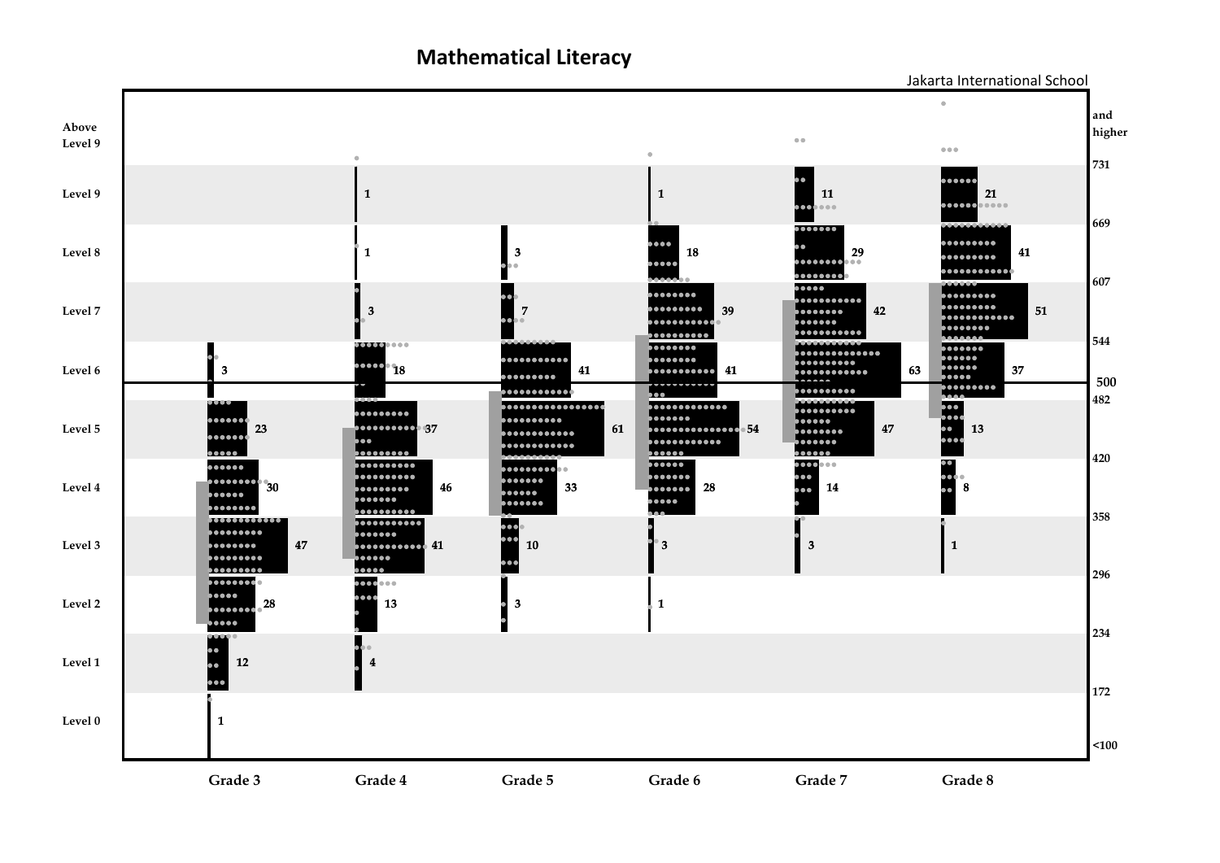# Mathematical Literacy

Jakarta International School

| Level | Scale | Grade 3 | Grade 4 | Grade 5 | Grade 6 | Grade 7 | Grade 8 |
|---|---|---|---|---|---|---|---|
| Above Level 9 | 731 and higher | | | | | | |
| Level 9 | 669–731 | | 1 | | 1 | 11 | 21 |
| Level 8 | 607–669 | | 1 | 3 | 18 | 29 | 41 |
| Level 7 | 544–607 | | 3 | 7 | 39 | 42 | 51 |
| Level 6 | 482–544 | 3 | 18 | 41 | 41 | 63 | 37 |
| Level 5 | 420–482 | 23 | 37 | 61 | 54 | 47 | 13 |
| Level 4 | 358–420 | 30 | 46 | 33 | 28 | 14 | 8 |
| Level 3 | 296–358 | 47 | 41 | 10 | 3 | 3 | 1 |
| Level 2 | 234–296 | 28 | 13 | 3 | 1 | | |
| Level 1 | 172–234 | 12 | 4 | | | | |
| Level 0 | <100–172 | 1 | | | | | |

Scale markers: <100, 172, 234, 296, 358, 420, 482, 500, 544, 607, 669, 731, and higher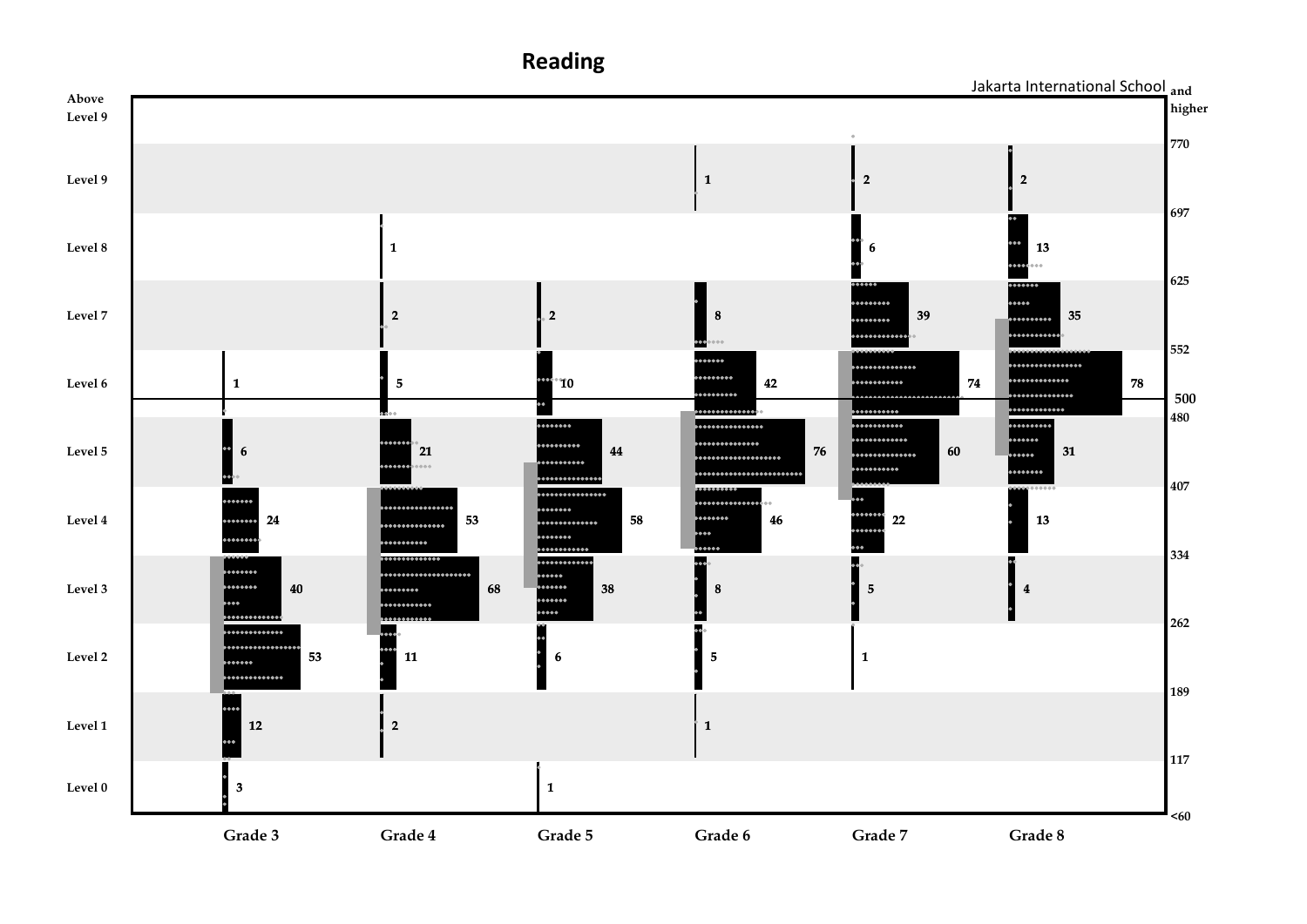# Reading

Jakarta International School

| Level | Scale | Grade 3 | Grade 4 | Grade 5 | Grade 6 | Grade 7 | Grade 8 |
|---|---|---|---|---|---|---|---|
| Above Level 9 | 770 and higher | | | | | | |
| Level 9 | 697–770 | | | | 1 | 2 | 2 |
| Level 8 | 625–697 | | 1 | | | 6 | 13 |
| Level 7 | 552–625 | | 2 | 2 | 8 | 39 | 35 |
| Level 6 | 480–552 | 1 | 5 | 10 | 42 | 74 | 78 |
| Level 5 | 407–480 | 6 | 21 | 44 | 76 | 60 | 31 |
| Level 4 | 334–407 | 24 | 53 | 58 | 46 | 22 | 13 |
| Level 3 | 262–334 | 40 | 68 | 38 | 8 | 5 | 4 |
| Level 2 | 189–262 | 53 | 11 | 6 | 5 | 1 | |
| Level 1 | 117–189 | 12 | 2 | | 1 | | |
| Level 0 | <60–117 | 3 | | 1 | | | |

500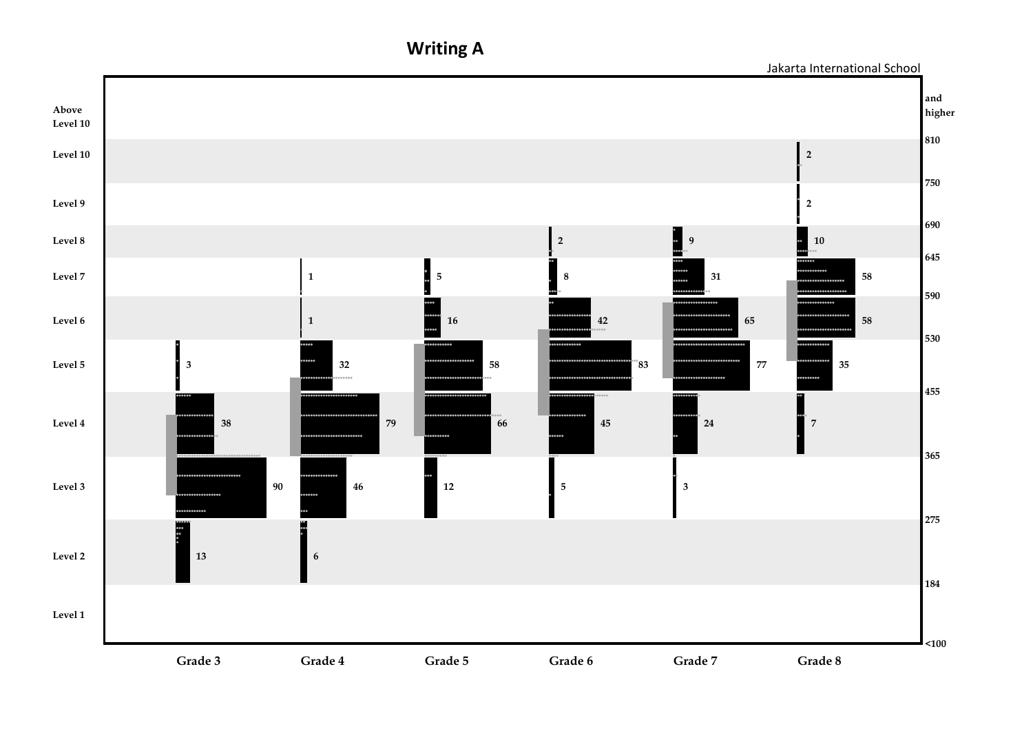# Writing A

Jakarta International School

| Level | Scale | Grade 3 | Grade 4 | Grade 5 | Grade 6 | Grade 7 | Grade 8 |
|---|---|---|---|---|---|---|---|
| Above Level 10 | and higher | | | | | | |
| Level 10 | 810 | | | | | | 2 |
| Level 9 | 750 | | | | | | 2 |
| Level 8 | 690 | | | | 2 | 9 | 10 |
| Level 7 | 645 | | 1 | 5 | 8 | 31 | 58 |
| Level 6 | 590 | | 1 | 16 | 42 | 65 | 58 |
| Level 5 | 530 | 3 | 32 | 58 | 83 | 77 | 35 |
| Level 4 | 455 | 38 | 79 | 66 | 45 | 24 | 7 |
| Level 3 | 365 | 90 | 46 | 12 | 5 | 3 | |
| Level 2 | 275 | 13 | 6 | | | | |
| Level 1 | 184 | | | | | | |
| | <100 | | | | | | |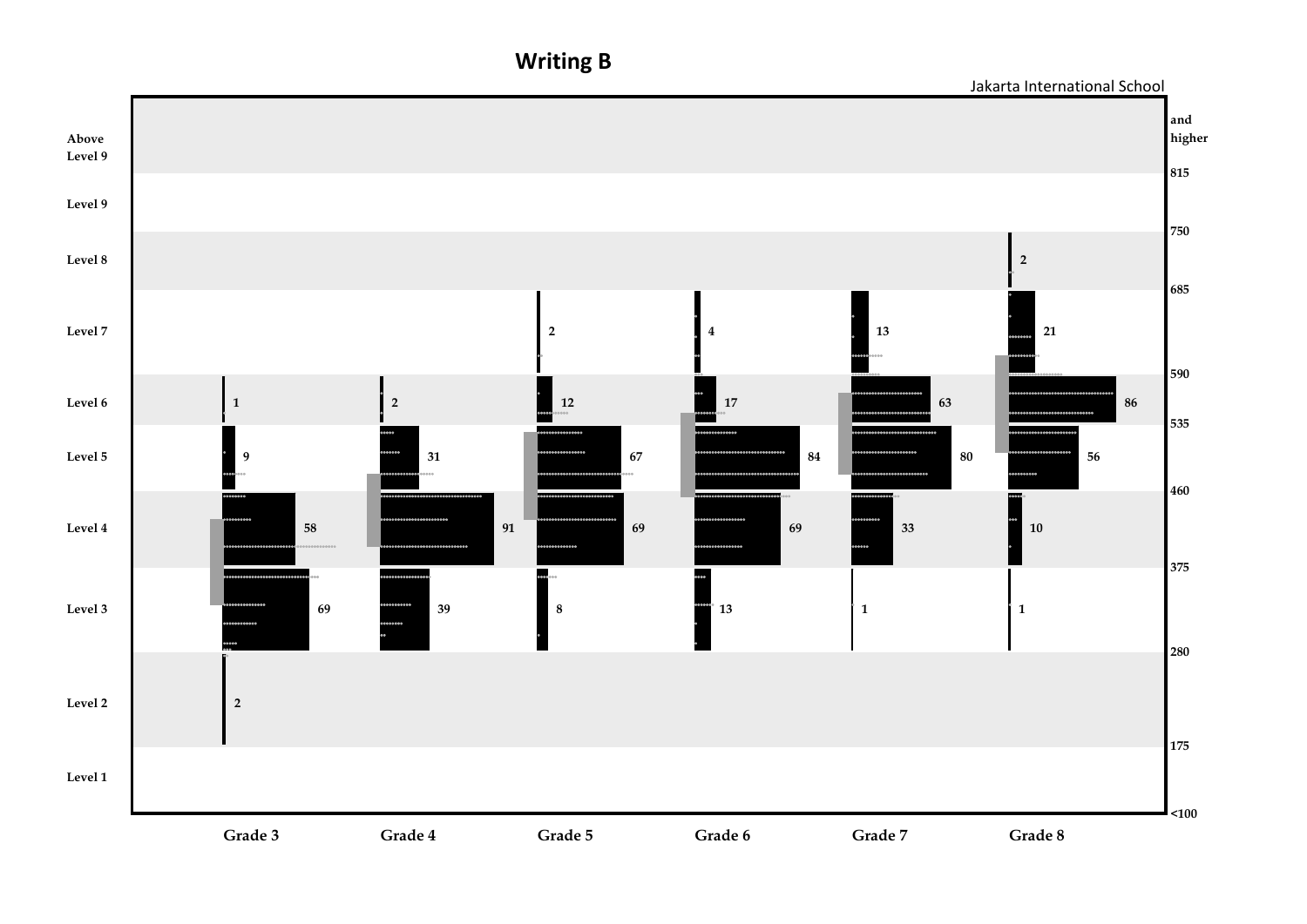# Writing B

Jakarta International School

Above Level 9

Level 9

Level 8

Level 7

Level 6

Level 5

Level 4

Level 3

Level 2

Level 1

and higher

815

750

685

590

535

460

375

280

175

<100

Grade 3: 1, 9, 58, 69, 2

Grade 4: 2, 31, 91, 39

Grade 5: 2, 12, 67, 69, 8

Grade 6: 4, 17, 84, 69, 13

Grade 7: 13, 63, 80, 33, 1

Grade 8: 2, 21, 86, 56, 10, 1